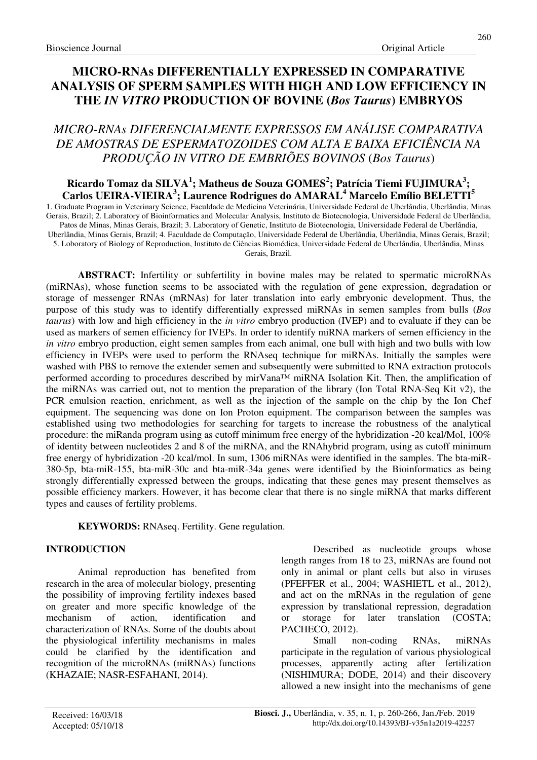Bioscience Journal Original Article

# MICRO-RNAs DIFFERENTIALLY EXPRESSED IN COMPARATIVE ANALYSIS OF SPERM SAMPLES WITH HIGH AND LOW EFFICIENCY IN THE *IN VITRO* PRODUCTION OF BOVINE (*Bos Taurus*) EMBRYOS

## *MICRO-RNAs DIFERENCIALMENTE EXPRESSOS EM ANÁLISE COMPARATIVA DE AMOSTRAS DE ESPERMATOZOIDES COM ALTA E BAIXA EFICIÊNCIA NA PRODUÇÃO IN VITRO DE EMBRIÕES BOVINOS (Bos Taurus)*

**Ricardo Tomaz da SILVA[1]; Matheus de Souza GOMES[2]; Patrícia Tiemi FUJIMURA[3]; Carlos UEIRA-VIEIRA[3]; Laurence Rodrigues do AMARAL[4] Marcelo Emílio BELETTI[5]**

1. Graduate Program in Veterinary Science, Faculdade de Medicina Veterinária, Universidade Federal de Uberlândia, Uberlândia, Minas Gerais, Brazil; 2. Laboratory of Bioinformatics and Molecular Analysis, Instituto de Biotecnologia, Universidade Federal de Uberlândia, Patos de Minas, Minas Gerais, Brazil; 3. Laboratory of Genetic, Instituto de Biotecnologia, Universidade Federal de Uberlândia, Uberlândia, Minas Gerais, Brazil; 4. Faculdade de Computação, Universidade Federal de Uberlândia, Uberlândia, Minas Gerais, Brazil; 5. Loboratory of Biology of Reproduction, Instituto de Ciências Biomédica, Universidade Federal de Uberlândia, Uberlândia, Minas Gerais, Brazil.

**ABSTRACT:** Infertility or subfertility in bovine males may be related to spermatic microRNAs (miRNAs), whose function seems to be associated with the regulation of gene expression, degradation or storage of messenger RNAs (mRNAs) for later translation into early embryonic development. Thus, the purpose of this study was to identify differentially expressed miRNAs in semen samples from bulls (*Bos taurus*) with low and high efficiency in the *in vitro* embryo production (IVEP) and to evaluate if they can be used as markers of semen efficiency for IVEPs. In order to identify miRNA markers of semen efficiency in the *in vitro* embryo production, eight semen samples from each animal, one bull with high and two bulls with low efficiency in IVEPs were used to perform the RNAseq technique for miRNAs. Initially the samples were washed with PBS to remove the extender semen and subsequently were submitted to RNA extraction protocols performed according to procedures described by mirVana™ miRNA Isolation Kit. Then, the amplification of the miRNAs was carried out, not to mention the preparation of the library (Ion Total RNA-Seq Kit v2), the PCR emulsion reaction, enrichment, as well as the injection of the sample on the chip by the Ion Chef equipment. The sequencing was done on Ion Proton equipment. The comparison between the samples was established using two methodologies for searching for targets to increase the robustness of the analytical procedure: the miRanda program using as cutoff minimum free energy of the hybridization -20 kcal/Mol, 100% of identity between nucleotides 2 and 8 of the miRNA, and the RNAhybrid program, using as cutoff minimum free energy of hybridization -20 kcal/mol. In sum, 1306 miRNAs were identified in the samples. The bta-miR-380-5p, bta-miR-155, bta-miR-30c and bta-miR-34a genes were identified by the Bioinformatics as being strongly differentially expressed between the groups, indicating that these genes may present themselves as possible efficiency markers. However, it has become clear that there is no single miRNA that marks different types and causes of fertility problems.

**KEYWORDS:** RNAseq. Fertility. Gene regulation.

## INTRODUCTION

Animal reproduction has benefited from research in the area of molecular biology, presenting the possibility of improving fertility indexes based on greater and more specific knowledge of the mechanism of action, identification and characterization of RNAs. Some of the doubts about the physiological infertility mechanisms in males could be clarified by the identification and recognition of the microRNAs (miRNAs) functions (KHAZAIE; NASR-ESFAHANI, 2014).

Described as nucleotide groups whose length ranges from 18 to 23, miRNAs are found not only in animal or plant cells but also in viruses (PFEFFER et al., 2004; WASHIETL et al., 2012), and act on the mRNAs in the regulation of gene expression by translational repression, degradation or storage for later translation (COSTA; PACHECO, 2012).

Small non-coding RNAs, miRNAs participate in the regulation of various physiological processes, apparently acting after fertilization (NISHIMURA; DODE, 2014) and their discovery allowed a new insight into the mechanisms of gene

Received: 16/03/18
Accepted: 05/10/18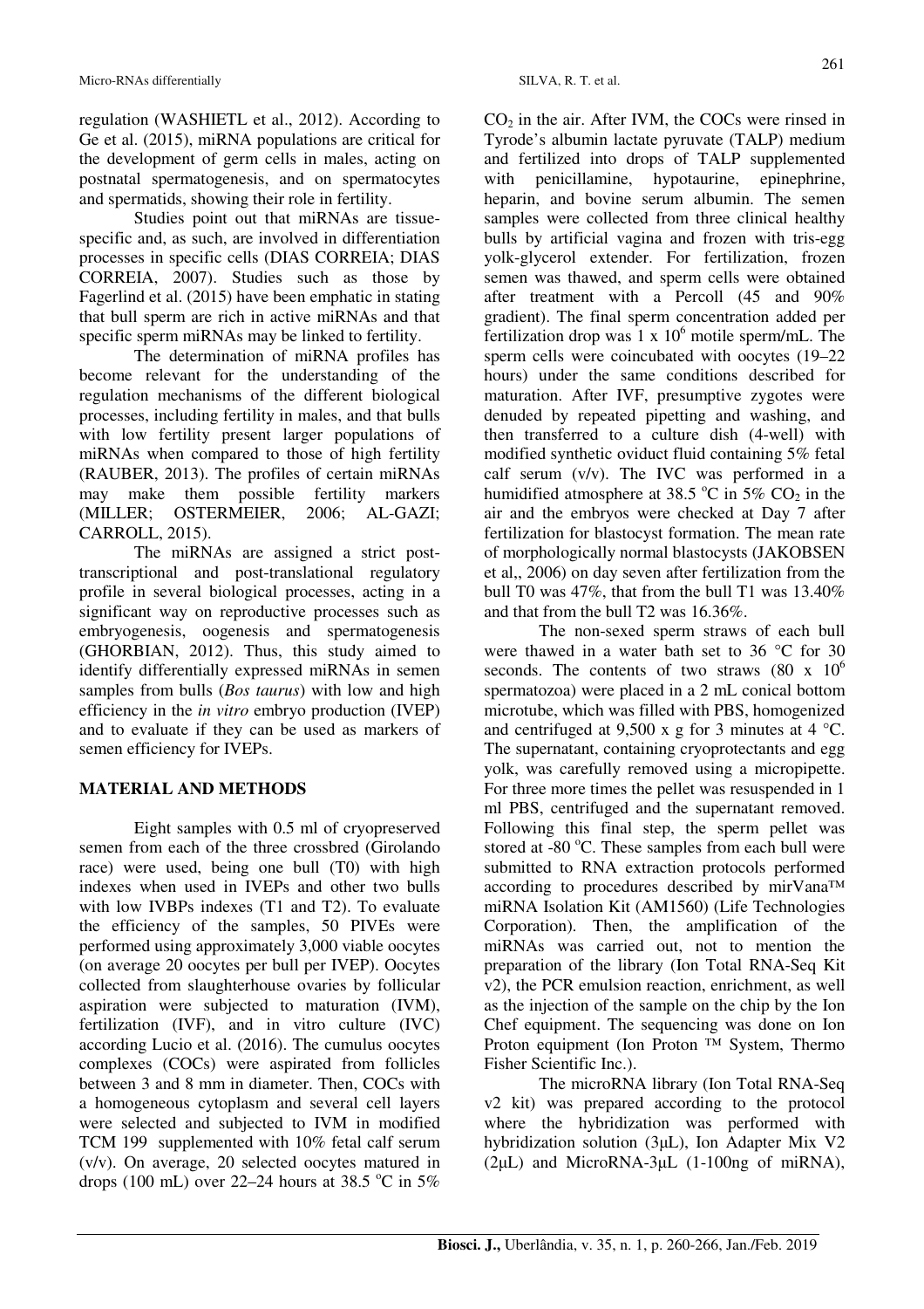regulation (WASHIETL et al., 2012). According to Ge et al. (2015), miRNA populations are critical for the development of germ cells in males, acting on postnatal spermatogenesis, and on spermatocytes and spermatids, showing their role in fertility.

Studies point out that miRNAs are tissue-specific and, as such, are involved in differentiation processes in specific cells (DIAS CORREIA; DIAS CORREIA, 2007). Studies such as those by Fagerlind et al. (2015) have been emphatic in stating that bull sperm are rich in active miRNAs and that specific sperm miRNAs may be linked to fertility.

The determination of miRNA profiles has become relevant for the understanding of the regulation mechanisms of the different biological processes, including fertility in males, and that bulls with low fertility present larger populations of miRNAs when compared to those of high fertility (RAUBER, 2013). The profiles of certain miRNAs may make them possible fertility markers (MILLER; OSTERMEIER, 2006; AL-GAZI; CARROLL, 2015).

The miRNAs are assigned a strict post-transcriptional and post-translational regulatory profile in several biological processes, acting in a significant way on reproductive processes such as embryogenesis, oogenesis and spermatogenesis (GHORBIAN, 2012). Thus, this study aimed to identify differentially expressed miRNAs in semen samples from bulls (*Bos taurus*) with low and high efficiency in the *in vitro* embryo production (IVEP) and to evaluate if they can be used as markers of semen efficiency for IVEPs.

## MATERIAL AND METHODS

Eight samples with 0.5 ml of cryopreserved semen from each of the three crossbred (Girolando race) were used, being one bull (T0) with high indexes when used in IVEPs and other two bulls with low IVBPs indexes (T1 and T2). To evaluate the efficiency of the samples, 50 PIVEs were performed using approximately 3,000 viable oocytes (on average 20 oocytes per bull per IVEP). Oocytes collected from slaughterhouse ovaries by follicular aspiration were subjected to maturation (IVM), fertilization (IVF), and in vitro culture (IVC) according Lucio et al. (2016). The cumulus oocytes complexes (COCs) were aspirated from follicles between 3 and 8 mm in diameter. Then, COCs with a homogeneous cytoplasm and several cell layers were selected and subjected to IVM in modified TCM 199 supplemented with 10% fetal calf serum (v/v). On average, 20 selected oocytes matured in drops (100 mL) over 22–24 hours at 38.5 °C in 5% $CO_2$ in the air. After IVM, the COCs were rinsed in Tyrode's albumin lactate pyruvate (TALP) medium and fertilized into drops of TALP supplemented with penicillamine, hypotaurine, epinephrine, heparin, and bovine serum albumin. The semen samples were collected from three clinical healthy bulls by artificial vagina and frozen with tris-egg yolk-glycerol extender. For fertilization, frozen semen was thawed, and sperm cells were obtained after treatment with a Percoll (45 and 90% gradient). The final sperm concentration added per fertilization drop was $1 \times 10^6$ motile sperm/mL. The sperm cells were coincubated with oocytes (19–22 hours) under the same conditions described for maturation. After IVF, presumptive zygotes were denuded by repeated pipetting and washing, and then transferred to a culture dish (4-well) with modified synthetic oviduct fluid containing 5% fetal calf serum (v/v). The IVC was performed in a humidified atmosphere at 38.5 °C in 5% $CO_2$ in the air and the embryos were checked at Day 7 after fertilization for blastocyst formation. The mean rate of morphologically normal blastocysts (JAKOBSEN et al,, 2006) on day seven after fertilization from the bull T0 was 47%, that from the bull T1 was 13.40% and that from the bull T2 was 16.36%.

The non-sexed sperm straws of each bull were thawed in a water bath set to 36 °C for 30 seconds. The contents of two straws ($80 \times 10^6$ spermatozoa) were placed in a 2 mL conical bottom microtube, which was filled with PBS, homogenized and centrifuged at 9,500 x g for 3 minutes at 4 °C. The supernatant, containing cryoprotectants and egg yolk, was carefully removed using a micropipette. For three more times the pellet was resuspended in 1 ml PBS, centrifuged and the supernatant removed. Following this final step, the sperm pellet was stored at -80 °C. These samples from each bull were submitted to RNA extraction protocols performed according to procedures described by mirVana™ miRNA Isolation Kit (AM1560) (Life Technologies Corporation). Then, the amplification of the miRNAs was carried out, not to mention the preparation of the library (Ion Total RNA-Seq Kit v2), the PCR emulsion reaction, enrichment, as well as the injection of the sample on the chip by the Ion Chef equipment. The sequencing was done on Ion Proton equipment (Ion Proton ™ System, Thermo Fisher Scientific Inc.).

The microRNA library (Ion Total RNA-Seq v2 kit) was prepared according to the protocol where the hybridization was performed with hybridization solution (3μL), Ion Adapter Mix V2 (2μL) and MicroRNA-3μL (1-100ng of miRNA),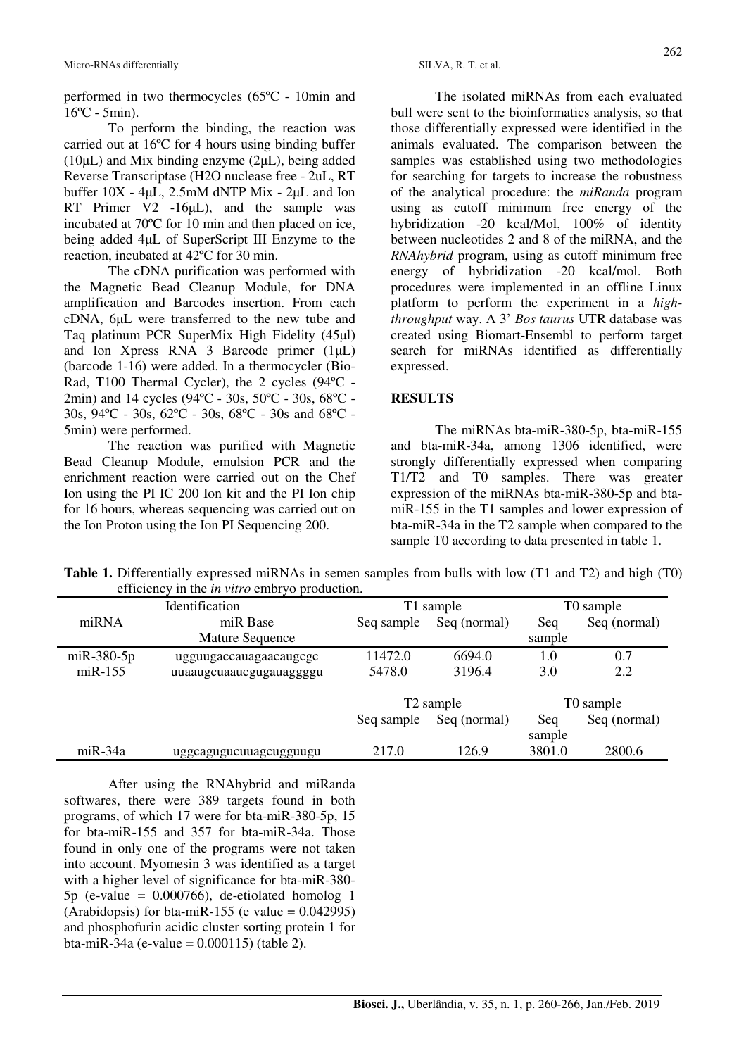performed in two thermocycles (65ºC - 10min and 16ºC - 5min).

To perform the binding, the reaction was carried out at 16ºC for 4 hours using binding buffer (10μL) and Mix binding enzyme (2μL), being added Reverse Transcriptase (H2O nuclease free - 2uL, RT buffer 10X - 4μL, 2.5mM dNTP Mix - 2μL and Ion RT Primer V2 -16μL), and the sample was incubated at 70ºC for 10 min and then placed on ice, being added 4μL of SuperScript III Enzyme to the reaction, incubated at 42ºC for 30 min.

The cDNA purification was performed with the Magnetic Bead Cleanup Module, for DNA amplification and Barcodes insertion. From each cDNA, 6μL were transferred to the new tube and Taq platinum PCR SuperMix High Fidelity (45μl) and Ion Xpress RNA 3 Barcode primer (1μL) (barcode 1-16) were added. In a thermocycler (Bio-Rad, T100 Thermal Cycler), the 2 cycles (94ºC - 2min) and 14 cycles (94ºC - 30s, 50ºC - 30s, 68ºC - 30s, 94ºC - 30s, 62ºC - 30s, 68ºC - 30s and 68ºC - 5min) were performed.

The reaction was purified with Magnetic Bead Cleanup Module, emulsion PCR and the enrichment reaction were carried out on the Chef Ion using the PI IC 200 Ion kit and the PI Ion chip for 16 hours, whereas sequencing was carried out on the Ion Proton using the Ion PI Sequencing 200.

The isolated miRNAs from each evaluated bull were sent to the bioinformatics analysis, so that those differentially expressed were identified in the animals evaluated. The comparison between the samples was established using two methodologies for searching for targets to increase the robustness of the analytical procedure: the *miRanda* program using as cutoff minimum free energy of the hybridization -20 kcal/Mol, 100% of identity between nucleotides 2 and 8 of the miRNA, and the *RNAhybrid* program, using as cutoff minimum free energy of hybridization -20 kcal/mol. Both procedures were implemented in an offline Linux platform to perform the experiment in a *high-throughput* way. A 3' *Bos taurus* UTR database was created using Biomart-Ensembl to perform target search for miRNAs identified as differentially expressed.

## RESULTS

The miRNAs bta-miR-380-5p, bta-miR-155 and bta-miR-34a, among 1306 identified, were strongly differentially expressed when comparing T1/T2 and T0 samples. There was greater expression of the miRNAs bta-miR-380-5p and bta-miR-155 in the T1 samples and lower expression of bta-miR-34a in the T2 sample when compared to the sample T0 according to data presented in table 1.

**Table 1.** Differentially expressed miRNAs in semen samples from bulls with low (T1 and T2) and high (T0) efficiency in the *in vitro* embryo production.

| Identification | | T1 sample | | T0 sample | |
|---|---|---|---|---|---|
| miRNA | miR Base Mature Sequence | Seq sample | Seq (normal) | Seq sample | Seq (normal) |
| miR-380-5p | ugguugaccauagaacaugcgc | 11472.0 | 6694.0 | 1.0 | 0.7 |
| miR-155 | uuaaugcuaaucgugauaggggu | 5478.0 | 3196.4 | 3.0 | 2.2 |
| | | T2 sample | | T0 sample | |
| | | Seq sample | Seq (normal) | Seq sample | Seq (normal) |
| miR-34a | uggcagugucuuagcugguugu | 217.0 | 126.9 | 3801.0 | 2800.6 |

After using the RNAhybrid and miRanda softwares, there were 389 targets found in both programs, of which 17 were for bta-miR-380-5p, 15 for bta-miR-155 and 357 for bta-miR-34a. Those found in only one of the programs were not taken into account. Myomesin 3 was identified as a target with a higher level of significance for bta-miR-380-5p (e-value = 0.000766), de-etiolated homolog 1 (Arabidopsis) for bta-miR-155 (e value = 0.042995) and phosphofurin acidic cluster sorting protein 1 for bta-miR-34a (e-value = 0.000115) (table 2).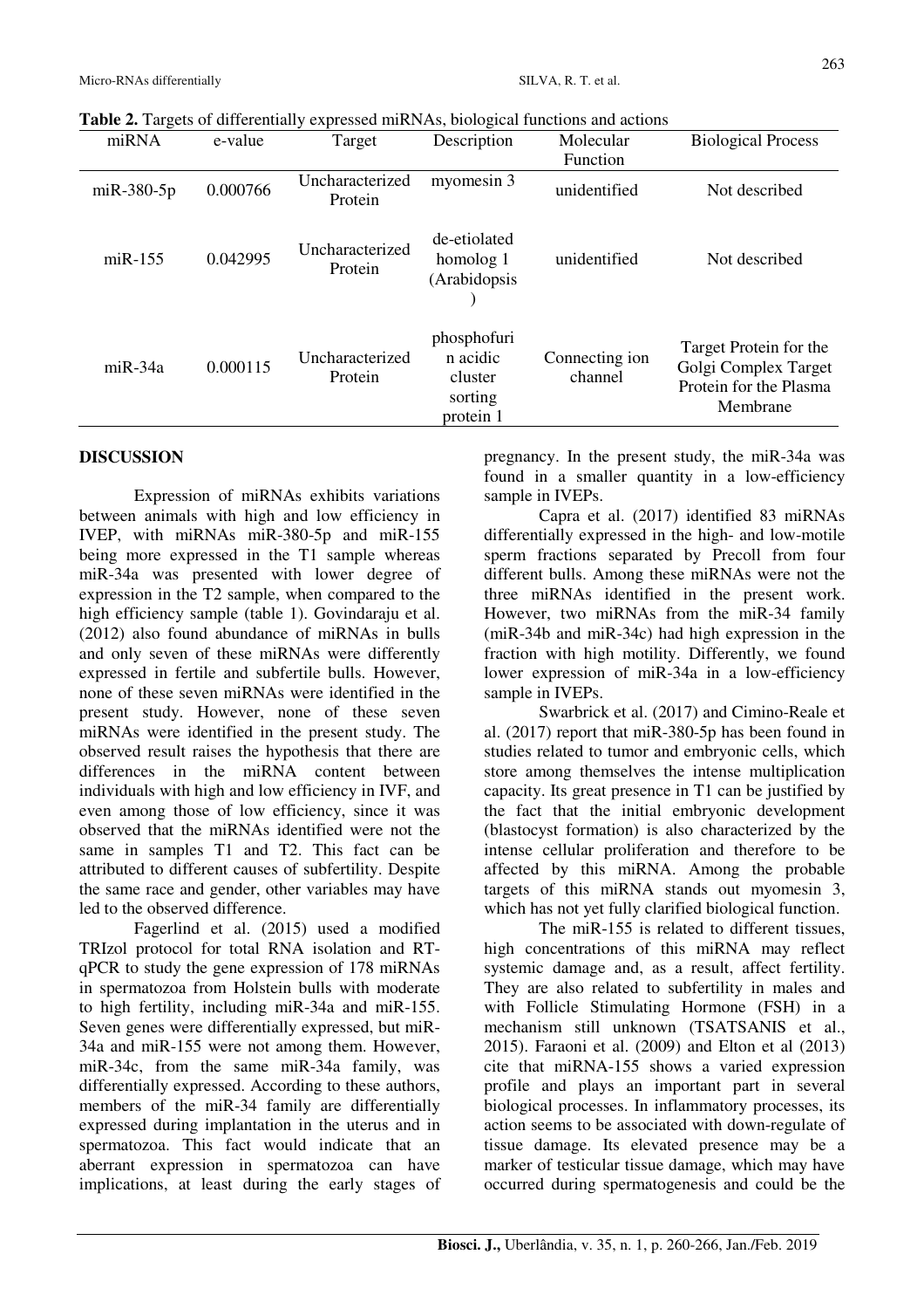**Table 2.** Targets of differentially expressed miRNAs, biological functions and actions

| miRNA | e-value | Target | Description | Molecular Function | Biological Process |
|---|---|---|---|---|---|
| miR-380-5p | 0.000766 | Uncharacterized Protein | myomesin 3 | unidentified | Not described |
| miR-155 | 0.042995 | Uncharacterized Protein | de-etiolated homolog 1 (Arabidopsis ) | unidentified | Not described |
| miR-34a | 0.000115 | Uncharacterized Protein | phosphofurin acidic cluster sorting protein 1 | Connecting ion channel | Target Protein for the Golgi Complex Target Protein for the Plasma Membrane |

## DISCUSSION

Expression of miRNAs exhibits variations between animals with high and low efficiency in IVEP, with miRNAs miR-380-5p and miR-155 being more expressed in the T1 sample whereas miR-34a was presented with lower degree of expression in the T2 sample, when compared to the high efficiency sample (table 1). Govindaraju et al. (2012) also found abundance of miRNAs in bulls and only seven of these miRNAs were differently expressed in fertile and subfertile bulls. However, none of these seven miRNAs were identified in the present study. However, none of these seven miRNAs were identified in the present study. The observed result raises the hypothesis that there are differences in the miRNA content between individuals with high and low efficiency in IVF, and even among those of low efficiency, since it was observed that the miRNAs identified were not the same in samples T1 and T2. This fact can be attributed to different causes of subfertility. Despite the same race and gender, other variables may have led to the observed difference.

Fagerlind et al. (2015) used a modified TRIzol protocol for total RNA isolation and RT-qPCR to study the gene expression of 178 miRNAs in spermatozoa from Holstein bulls with moderate to high fertility, including miR-34a and miR-155. Seven genes were differentially expressed, but miR-34a and miR-155 were not among them. However, miR-34c, from the same miR-34a family, was differentially expressed. According to these authors, members of the miR-34 family are differentially expressed during implantation in the uterus and in spermatozoa. This fact would indicate that an aberrant expression in spermatozoa can have implications, at least during the early stages of pregnancy. In the present study, the miR-34a was found in a smaller quantity in a low-efficiency sample in IVEPs.

Capra et al. (2017) identified 83 miRNAs differentially expressed in the high- and low-motile sperm fractions separated by Precoll from four different bulls. Among these miRNAs were not the three miRNAs identified in the present work. However, two miRNAs from the miR-34 family (miR-34b and miR-34c) had high expression in the fraction with high motility. Differently, we found lower expression of miR-34a in a low-efficiency sample in IVEPs.

Swarbrick et al. (2017) and Cimino-Reale et al. (2017) report that miR-380-5p has been found in studies related to tumor and embryonic cells, which store among themselves the intense multiplication capacity. Its great presence in T1 can be justified by the fact that the initial embryonic development (blastocyst formation) is also characterized by the intense cellular proliferation and therefore to be affected by this miRNA. Among the probable targets of this miRNA stands out myomesin 3, which has not yet fully clarified biological function.

The miR-155 is related to different tissues, high concentrations of this miRNA may reflect systemic damage and, as a result, affect fertility. They are also related to subfertility in males and with Follicle Stimulating Hormone (FSH) in a mechanism still unknown (TSATSANIS et al., 2015). Faraoni et al. (2009) and Elton et al (2013) cite that miRNA-155 shows a varied expression profile and plays an important part in several biological processes. In inflammatory processes, its action seems to be associated with down-regulate of tissue damage. Its elevated presence may be a marker of testicular tissue damage, which may have occurred during spermatogenesis and could be the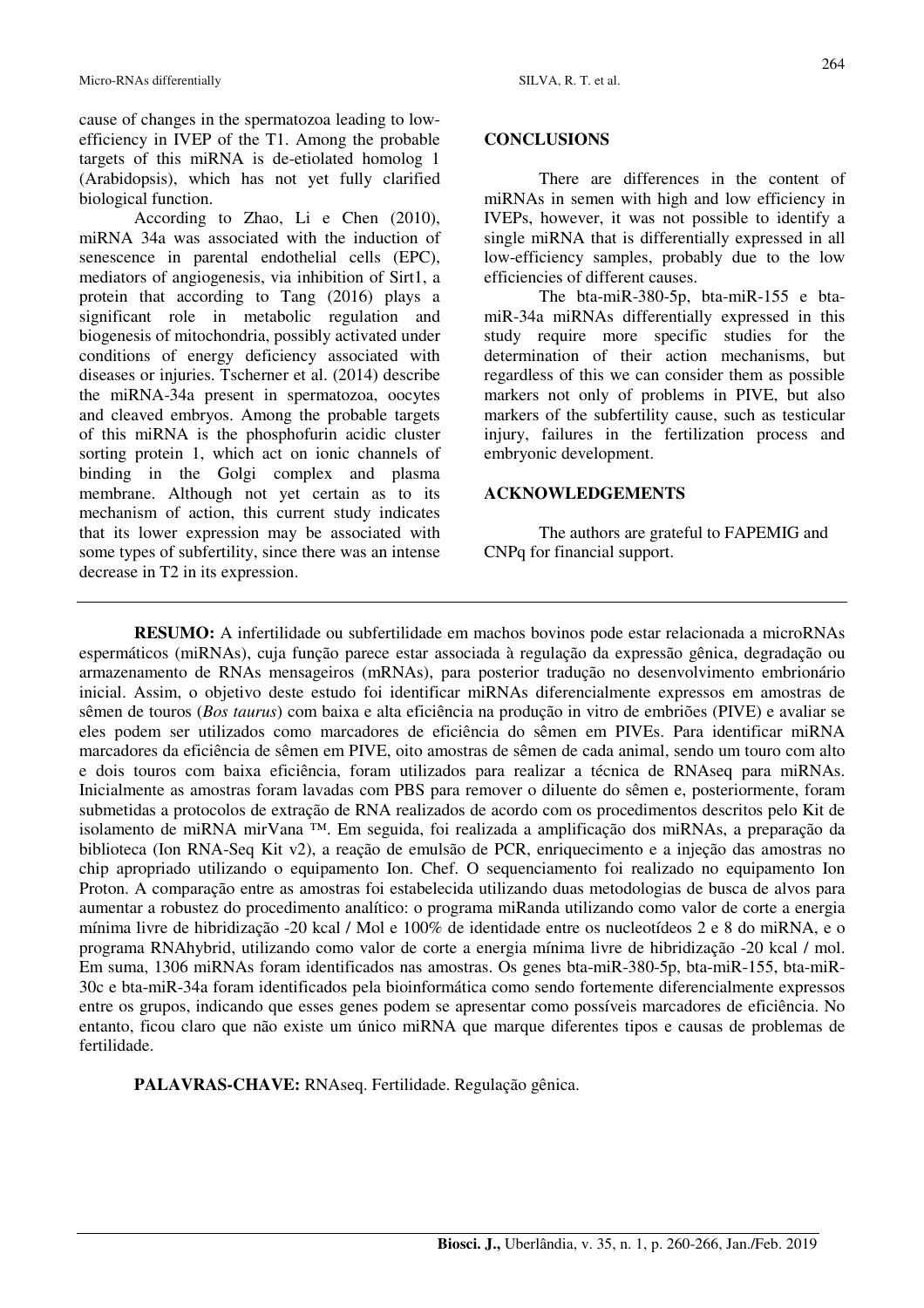cause of changes in the spermatozoa leading to low-efficiency in IVEP of the T1. Among the probable targets of this miRNA is de-etiolated homolog 1 (Arabidopsis), which has not yet fully clarified biological function.

According to Zhao, Li e Chen (2010), miRNA 34a was associated with the induction of senescence in parental endothelial cells (EPC), mediators of angiogenesis, via inhibition of Sirt1, a protein that according to Tang (2016) plays a significant role in metabolic regulation and biogenesis of mitochondria, possibly activated under conditions of energy deficiency associated with diseases or injuries. Tscherner et al. (2014) describe the miRNA-34a present in spermatozoa, oocytes and cleaved embryos. Among the probable targets of this miRNA is the phosphofurin acidic cluster sorting protein 1, which act on ionic channels of binding in the Golgi complex and plasma membrane. Although not yet certain as to its mechanism of action, this current study indicates that its lower expression may be associated with some types of subfertility, since there was an intense decrease in T2 in its expression.

## CONCLUSIONS

There are differences in the content of miRNAs in semen with high and low efficiency in IVEPs, however, it was not possible to identify a single miRNA that is differentially expressed in all low-efficiency samples, probably due to the low efficiencies of different causes.

The bta-miR-380-5p, bta-miR-155 e bta-miR-34a miRNAs differentially expressed in this study require more specific studies for the determination of their action mechanisms, but regardless of this we can consider them as possible markers not only of problems in PIVE, but also markers of the subfertility cause, such as testicular injury, failures in the fertilization process and embryonic development.

## ACKNOWLEDGEMENTS

The authors are grateful to FAPEMIG and CNPq for financial support.

---

**RESUMO:** A infertilidade ou subfertilidade em machos bovinos pode estar relacionada a microRNAs espermáticos (miRNAs), cuja função parece estar associada à regulação da expressão gênica, degradação ou armazenamento de RNAs mensageiros (mRNAs), para posterior tradução no desenvolvimento embrionário inicial. Assim, o objetivo deste estudo foi identificar miRNAs diferencialmente expressos em amostras de sêmen de touros (*Bos taurus*) com baixa e alta eficiência na produção in vitro de embriões (PIVE) e avaliar se eles podem ser utilizados como marcadores de eficiência do sêmen em PIVEs. Para identificar miRNA marcadores da eficiência de sêmen em PIVE, oito amostras de sêmen de cada animal, sendo um touro com alto e dois touros com baixa eficiência, foram utilizados para realizar a técnica de RNAseq para miRNAs. Inicialmente as amostras foram lavadas com PBS para remover o diluente do sêmen e, posteriormente, foram submetidas a protocolos de extração de RNA realizados de acordo com os procedimentos descritos pelo Kit de isolamento de miRNA mirVana ™. Em seguida, foi realizada a amplificação dos miRNAs, a preparação da biblioteca (Ion RNA-Seq Kit v2), a reação de emulsão de PCR, enriquecimento e a injeção das amostras no chip apropriado utilizando o equipamento Ion. Chef. O sequenciamento foi realizado no equipamento Ion Proton. A comparação entre as amostras foi estabelecida utilizando duas metodologias de busca de alvos para aumentar a robustez do procedimento analítico: o programa miRanda utilizando como valor de corte a energia mínima livre de hibridização -20 kcal / Mol e 100% de identidade entre os nucleotídeos 2 e 8 do miRNA, e o programa RNAhybrid, utilizando como valor de corte a energia mínima livre de hibridização -20 kcal / mol. Em suma, 1306 miRNAs foram identificados nas amostras. Os genes bta-miR-380-5p, bta-miR-155, bta-miR-30c e bta-miR-34a foram identificados pela bioinformática como sendo fortemente diferencialmente expressos entre os grupos, indicando que esses genes podem se apresentar como possíveis marcadores de eficiência. No entanto, ficou claro que não existe um único miRNA que marque diferentes tipos e causas de problemas de fertilidade.

**PALAVRAS-CHAVE:** RNAseq. Fertilidade. Regulação gênica.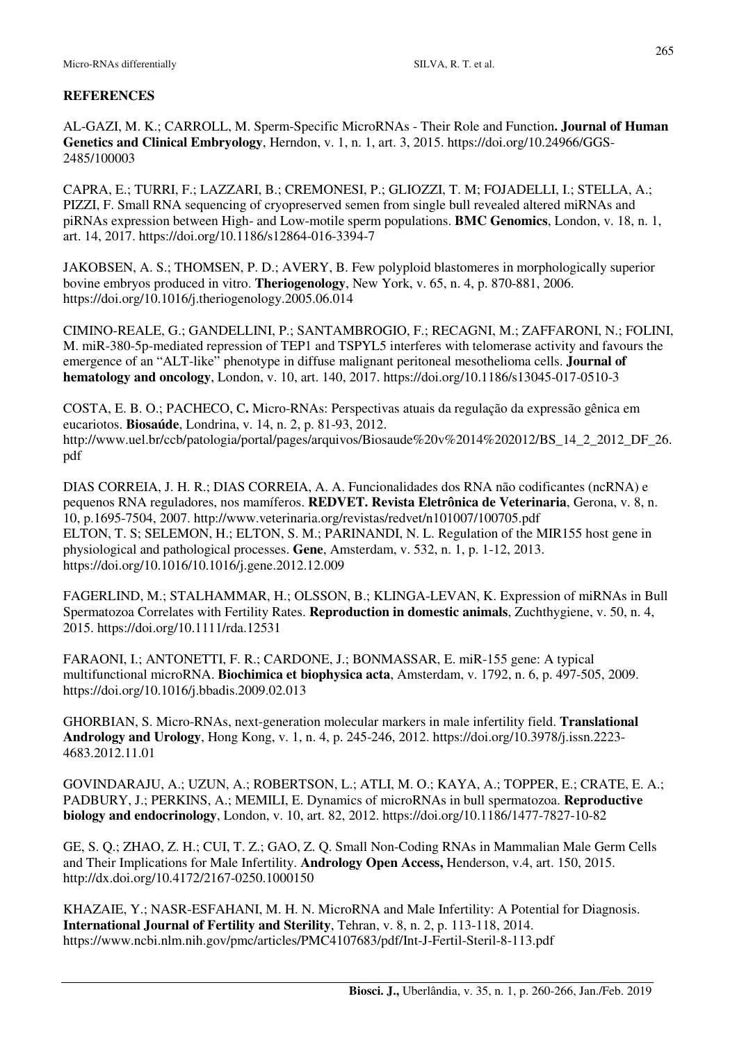## REFERENCES

AL-GAZI, M. K.; CARROLL, M. Sperm-Specific MicroRNAs - Their Role and Function**. Journal of Human Genetics and Clinical Embryology**, Herndon, v. 1, n. 1, art. 3, 2015. https://doi.org/10.24966/GGS-2485/100003

CAPRA, E.; TURRI, F.; LAZZARI, B.; CREMONESI, P.; GLIOZZI, T. M; FOJADELLI, I.; STELLA, A.; PIZZI, F. Small RNA sequencing of cryopreserved semen from single bull revealed altered miRNAs and piRNAs expression between High- and Low-motile sperm populations. **BMC Genomics**, London, v. 18, n. 1, art. 14, 2017. https://doi.org/10.1186/s12864-016-3394-7

JAKOBSEN, A. S.; THOMSEN, P. D.; AVERY, B. Few polyploid blastomeres in morphologically superior bovine embryos produced in vitro. **Theriogenology**, New York, v. 65, n. 4, p. 870-881, 2006. https://doi.org/10.1016/j.theriogenology.2005.06.014

CIMINO-REALE, G.; GANDELLINI, P.; SANTAMBROGIO, F.; RECAGNI, M.; ZAFFARONI, N.; FOLINI, M. miR-380-5p-mediated repression of TEP1 and TSPYL5 interferes with telomerase activity and favours the emergence of an "ALT-like" phenotype in diffuse malignant peritoneal mesothelioma cells. **Journal of hematology and oncology**, London, v. 10, art. 140, 2017. https://doi.org/10.1186/s13045-017-0510-3

COSTA, E. B. O.; PACHECO, C**.** Micro-RNAs: Perspectivas atuais da regulação da expressão gênica em eucariotos. **Biosaúde**, Londrina, v. 14, n. 2, p. 81-93, 2012. http://www.uel.br/ccb/patologia/portal/pages/arquivos/Biosaude%20v%2014%202012/BS_14_2_2012_DF_26.pdf

DIAS CORREIA, J. H. R.; DIAS CORREIA, A. A. Funcionalidades dos RNA não codificantes (ncRNA) e pequenos RNA reguladores, nos mamíferos. **REDVET. Revista Eletrônica de Veterinaria**, Gerona, v. 8, n. 10, p.1695-7504, 2007. http://www.veterinaria.org/revistas/redvet/n101007/100705.pdf

ELTON, T. S; SELEMON, H.; ELTON, S. M.; PARINANDI, N. L. Regulation of the MIR155 host gene in physiological and pathological processes. **Gene**, Amsterdam, v. 532, n. 1, p. 1-12, 2013. https://doi.org/10.1016/10.1016/j.gene.2012.12.009

FAGERLIND, M.; STALHAMMAR, H.; OLSSON, B.; KLINGA-LEVAN, K. Expression of miRNAs in Bull Spermatozoa Correlates with Fertility Rates. **Reproduction in domestic animals**, Zuchthygiene, v. 50, n. 4, 2015. https://doi.org/10.1111/rda.12531

FARAONI, I.; ANTONETTI, F. R.; CARDONE, J.; BONMASSAR, E. miR-155 gene: A typical multifunctional microRNA. **Biochimica et biophysica acta**, Amsterdam, v. 1792, n. 6, p. 497-505, 2009. https://doi.org/10.1016/j.bbadis.2009.02.013

GHORBIAN, S. Micro-RNAs, next-generation molecular markers in male infertility field. **Translational Andrology and Urology**, Hong Kong, v. 1, n. 4, p. 245-246, 2012. https://doi.org/10.3978/j.issn.2223-4683.2012.11.01

GOVINDARAJU, A.; UZUN, A.; ROBERTSON, L.; ATLI, M. O.; KAYA, A.; TOPPER, E.; CRATE, E. A.; PADBURY, J.; PERKINS, A.; MEMILI, E. Dynamics of microRNAs in bull spermatozoa. **Reproductive biology and endocrinology**, London, v. 10, art. 82, 2012. https://doi.org/10.1186/1477-7827-10-82

GE, S. Q.; ZHAO, Z. H.; CUI, T. Z.; GAO, Z. Q. Small Non-Coding RNAs in Mammalian Male Germ Cells and Their Implications for Male Infertility. **Andrology Open Access,** Henderson, v.4, art. 150, 2015. http://dx.doi.org/10.4172/2167-0250.1000150

KHAZAIE, Y.; NASR-ESFAHANI, M. H. N. MicroRNA and Male Infertility: A Potential for Diagnosis. **International Journal of Fertility and Sterility**, Tehran, v. 8, n. 2, p. 113-118, 2014. https://www.ncbi.nlm.nih.gov/pmc/articles/PMC4107683/pdf/Int-J-Fertil-Steril-8-113.pdf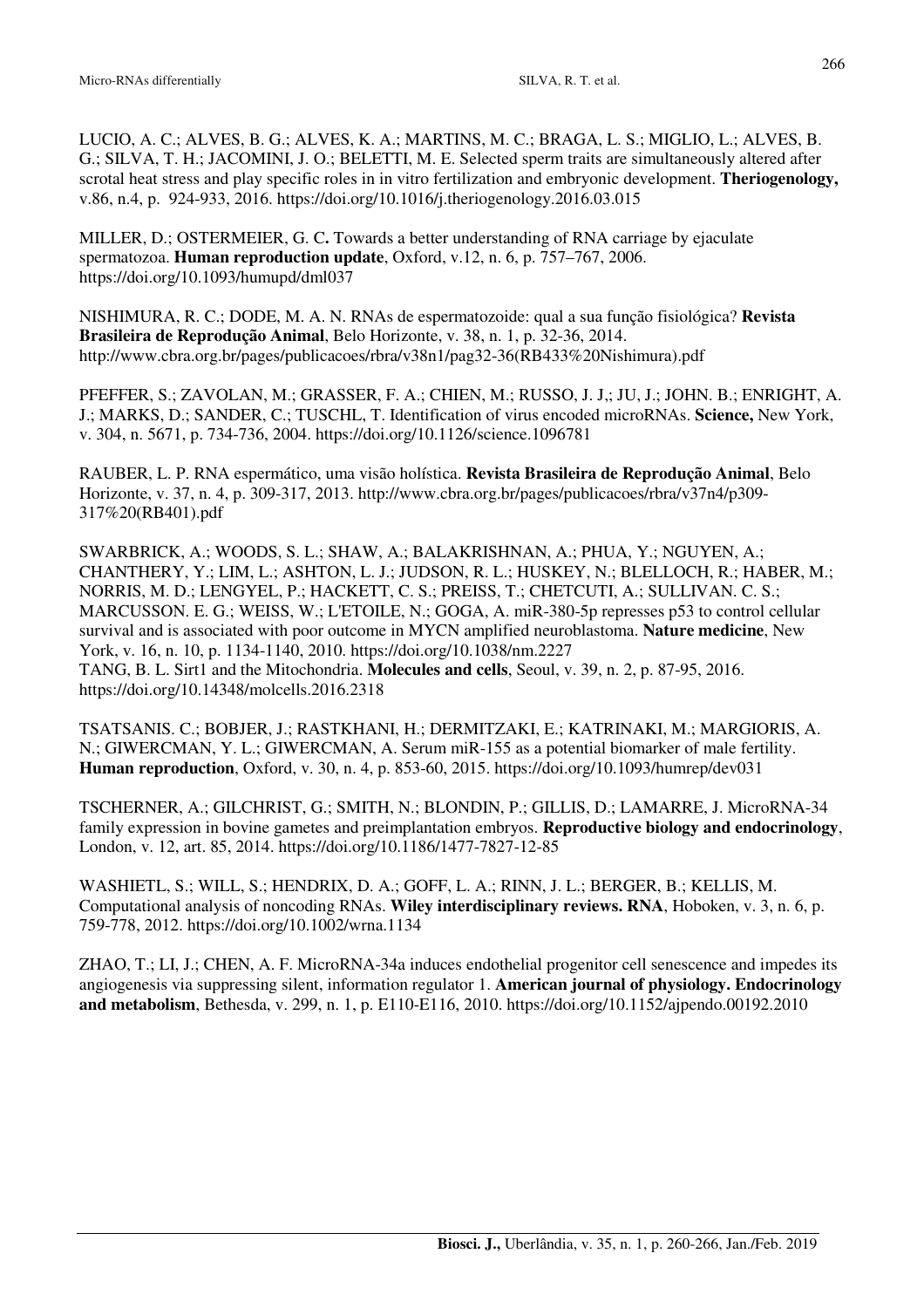LUCIO, A. C.; ALVES, B. G.; ALVES, K. A.; MARTINS, M. C.; BRAGA, L. S.; MIGLIO, L.; ALVES, B. G.; SILVA, T. H.; JACOMINI, J. O.; BELETTI, M. E. Selected sperm traits are simultaneously altered after scrotal heat stress and play specific roles in in vitro fertilization and embryonic development. **Theriogenology,** v.86, n.4, p. 924-933, 2016. https://doi.org/10.1016/j.theriogenology.2016.03.015

MILLER, D.; OSTERMEIER, G. C**.** Towards a better understanding of RNA carriage by ejaculate spermatozoa. **Human reproduction update**, Oxford, v.12, n. 6, p. 757–767, 2006. https://doi.org/10.1093/humupd/dml037

NISHIMURA, R. C.; DODE, M. A. N. RNAs de espermatozoide: qual a sua função fisiológica? **Revista Brasileira de Reprodução Animal**, Belo Horizonte, v. 38, n. 1, p. 32-36, 2014. http://www.cbra.org.br/pages/publicacoes/rbra/v38n1/pag32-36(RB433%20Nishimura).pdf

PFEFFER, S.; ZAVOLAN, M.; GRASSER, F. A.; CHIEN, M.; RUSSO, J. J,; JU, J.; JOHN. B.; ENRIGHT, A. J.; MARKS, D.; SANDER, C.; TUSCHL, T. Identification of virus encoded microRNAs. **Science,** New York, v. 304, n. 5671, p. 734-736, 2004. https://doi.org/10.1126/science.1096781

RAUBER, L. P. RNA espermático, uma visão holística. **Revista Brasileira de Reprodução Animal**, Belo Horizonte, v. 37, n. 4, p. 309-317, 2013. http://www.cbra.org.br/pages/publicacoes/rbra/v37n4/p309-317%20(RB401).pdf

SWARBRICK, A.; WOODS, S. L.; SHAW, A.; BALAKRISHNAN, A.; PHUA, Y.; NGUYEN, A.; CHANTHERY, Y.; LIM, L.; ASHTON, L. J.; JUDSON, R. L.; HUSKEY, N.; BLELLOCH, R.; HABER, M.; NORRIS, M. D.; LENGYEL, P.; HACKETT, C. S.; PREISS, T.; CHETCUTI, A.; SULLIVAN. C. S.; MARCUSSON. E. G.; WEISS, W.; L'ETOILE, N.; GOGA, A. miR-380-5p represses p53 to control cellular survival and is associated with poor outcome in MYCN amplified neuroblastoma. **Nature medicine**, New York, v. 16, n. 10, p. 1134-1140, 2010. https://doi.org/10.1038/nm.2227

TANG, B. L. Sirt1 and the Mitochondria. **Molecules and cells**, Seoul, v. 39, n. 2, p. 87-95, 2016. https://doi.org/10.14348/molcells.2016.2318

TSATSANIS. C.; BOBJER, J.; RASTKHANI, H.; DERMITZAKI, E.; KATRINAKI, M.; MARGIORIS, A. N.; GIWERCMAN, Y. L.; GIWERCMAN, A. Serum miR-155 as a potential biomarker of male fertility. **Human reproduction**, Oxford, v. 30, n. 4, p. 853-60, 2015. https://doi.org/10.1093/humrep/dev031

TSCHERNER, A.; GILCHRIST, G.; SMITH, N.; BLONDIN, P.; GILLIS, D.; LAMARRE, J. MicroRNA-34 family expression in bovine gametes and preimplantation embryos. **Reproductive biology and endocrinology**, London, v. 12, art. 85, 2014. https://doi.org/10.1186/1477-7827-12-85

WASHIETL, S.; WILL, S.; HENDRIX, D. A.; GOFF, L. A.; RINN, J. L.; BERGER, B.; KELLIS, M. Computational analysis of noncoding RNAs. **Wiley interdisciplinary reviews. RNA**, Hoboken, v. 3, n. 6, p. 759-778, 2012. https://doi.org/10.1002/wrna.1134

ZHAO, T.; LI, J.; CHEN, A. F. MicroRNA-34a induces endothelial progenitor cell senescence and impedes its angiogenesis via suppressing silent, information regulator 1. **American journal of physiology. Endocrinology and metabolism**, Bethesda, v. 299, n. 1, p. E110-E116, 2010. https://doi.org/10.1152/ajpendo.00192.2010